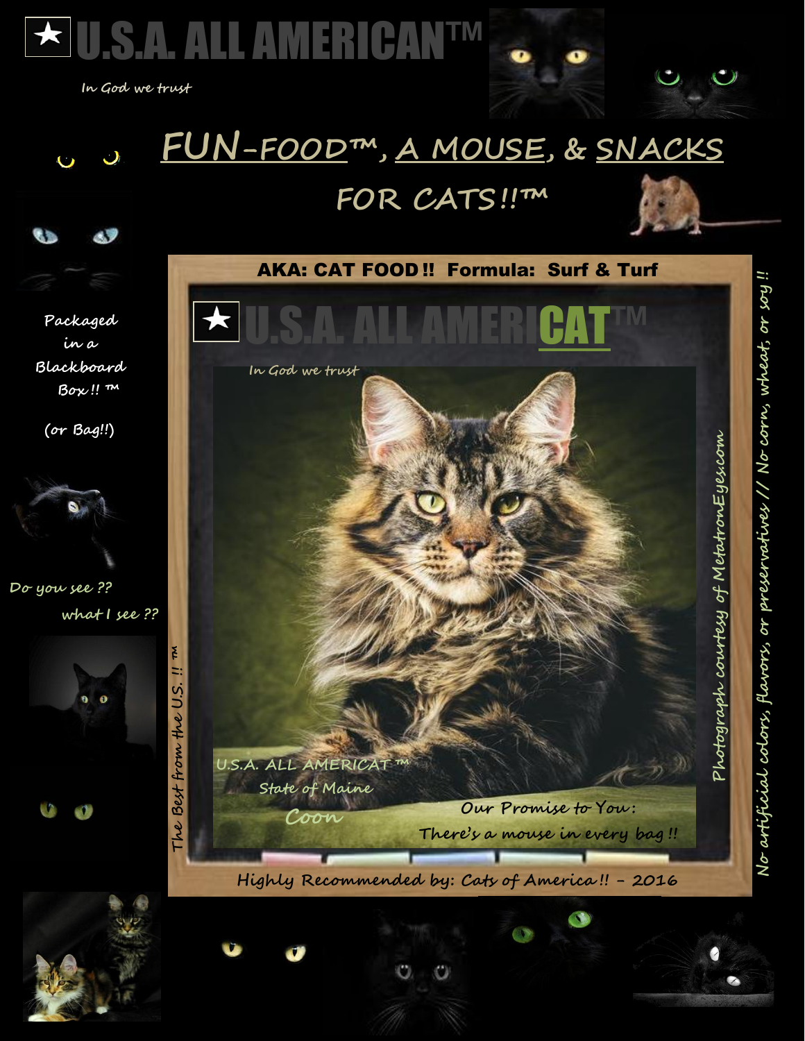# ★ U.S.A. ALL AMERICAN™

*In God we trust*

## FUN-FOOD™, A MOUSE, & SNACKS FOR CATS!!™

*Packaged in a Blackboard Box!! ™*

*(or Bag!!)*

*Do you see ?? what I see ??*

**AKA: CAT FOOD !! Formula: Surf & Turf**

# ★ U.S.A. ALL AMERICAT™

*In God we trust*

*The Best from the U.S. !! ™*

*U.S.A. ALL AMERICAT ™*
*State of Maine*
*Coon*

*Our Promise to You:*
*There's a mouse in every bag !!*

*Photograph courtesy of MetatronEyes.com*

*No artificial colors, flavors, or preservatives // No corn, wheat, or soy !!*

*Highly Recommended by: Cats of America !! – 2016*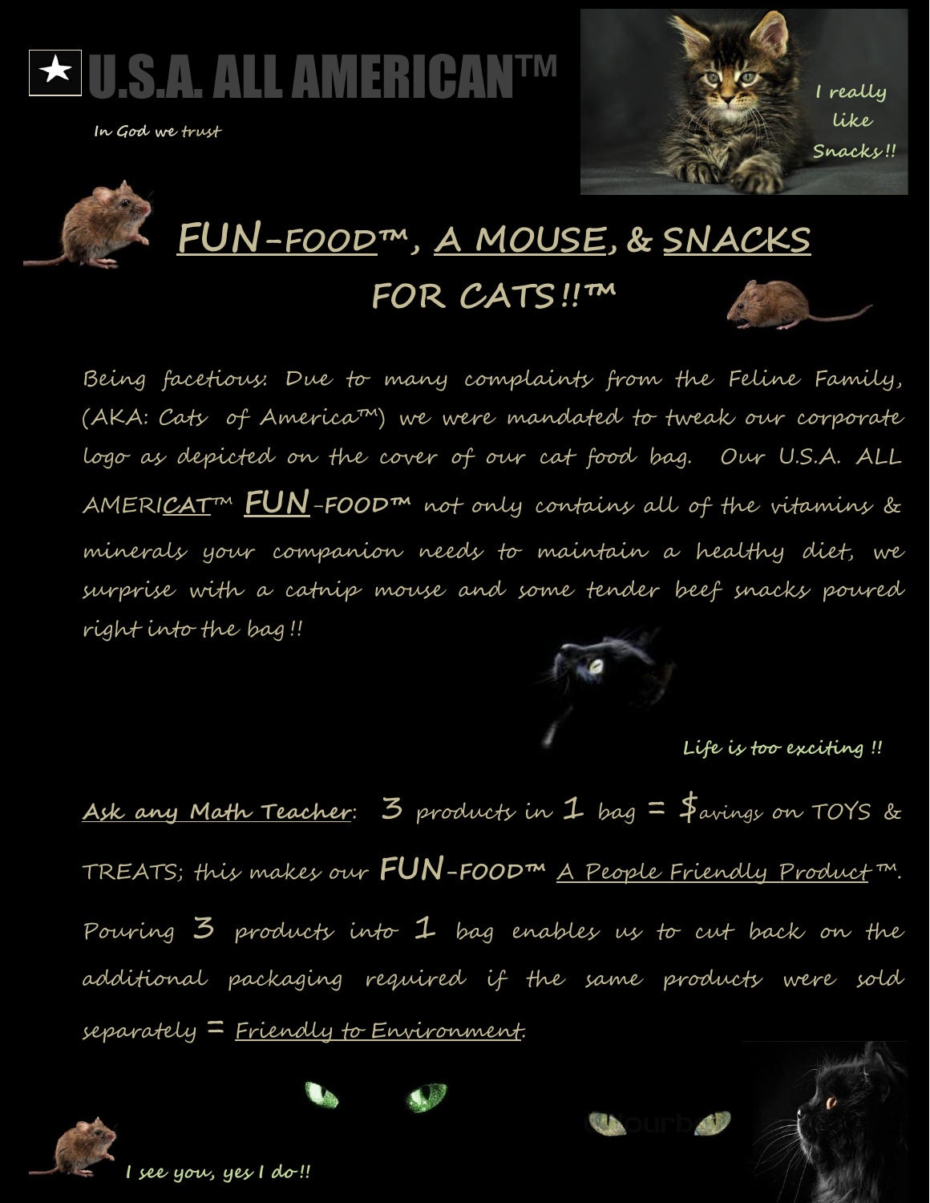★ **U.S.A. ALL AMERICAN™**

*In God we trust*

*I really like Snacks!!*

# FUN-FOOD™, A MOUSE, & SNACKS FOR CATS!!™

Being facetious: Due to many complaints from the Feline Family, (AKA: Cats of America™) we were mandated to tweak our corporate logo as depicted on the cover of our cat food bag. Our U.S.A. ALL AMERI<u>CAT</u>™ <u>FUN</u>-FOOD™ not only contains all of the vitamins & minerals your companion needs to maintain a healthy diet, we surprise with a catnip mouse and some tender beef snacks poured right into the bag!!

*Life is too exciting!!*

<u>Ask any Math Teacher</u>: 3 products in 1 bag = $avings on TOYS & TREATS; this makes our FUN-FOOD™ <u>A People Friendly Product</u>™. Pouring 3 products into 1 bag enables us to cut back on the additional packaging required if the same products were sold separately = <u>Friendly to Environment</u>.

*I see you, yes I do!!*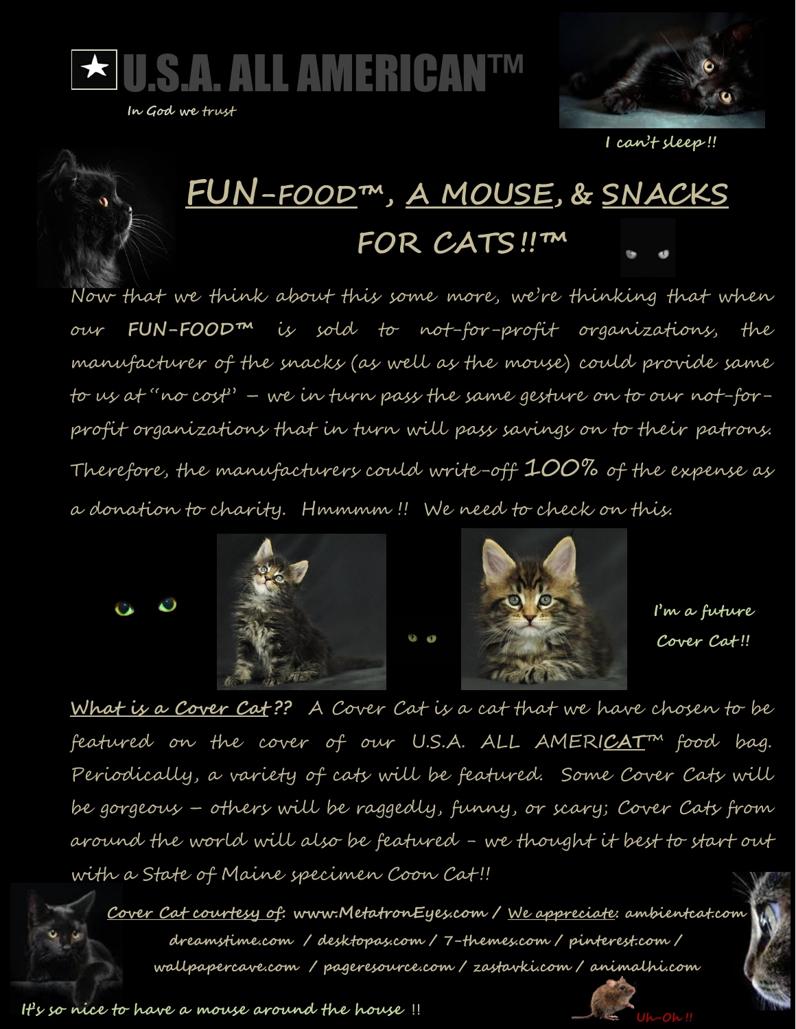# ★ U.S.A. ALL AMERICAN™

*In God we trust*

*I can't sleep!!*

## FUN-FOOD™, A MOUSE, & SNACKS FOR CATS!!™

*Now that we think about this some more, we're thinking that when our **FUN-FOOD™** is sold to not-for-profit organizations, the manufacturer of the snacks (as well as the mouse) could provide same to us at "no cost" – we in turn pass the same gesture on to our not-for-profit organizations that in turn will pass savings on to their patrons. Therefore, the manufacturers could write-off **100%** of the expense as a donation to charity. Hmmmm!! We need to check on this.*

*I'm a future Cover Cat!!*

***What is a Cover Cat??*** *A Cover Cat is a cat that we have chosen to be featured on the cover of our U.S.A. ALL AMERI**CAT**™ food bag. Periodically, a variety of cats will be featured. Some Cover Cats will be gorgeous – others will be raggedly, funny, or scary; Cover Cats from around the world will also be featured - we thought it best to start out with a State of Maine specimen Coon Cat!!*

*Cover Cat courtesy of: www.MetatronEyes.com / We appreciate: ambientcat.com dreamstime.com / desktopas.com / 7-themes.com / pinterest.com / wallpapercave.com / pageresource.com / zastavki.com / animalhi.com*

*It's so nice to have a mouse around the house !!*

*Uh-Oh!!*